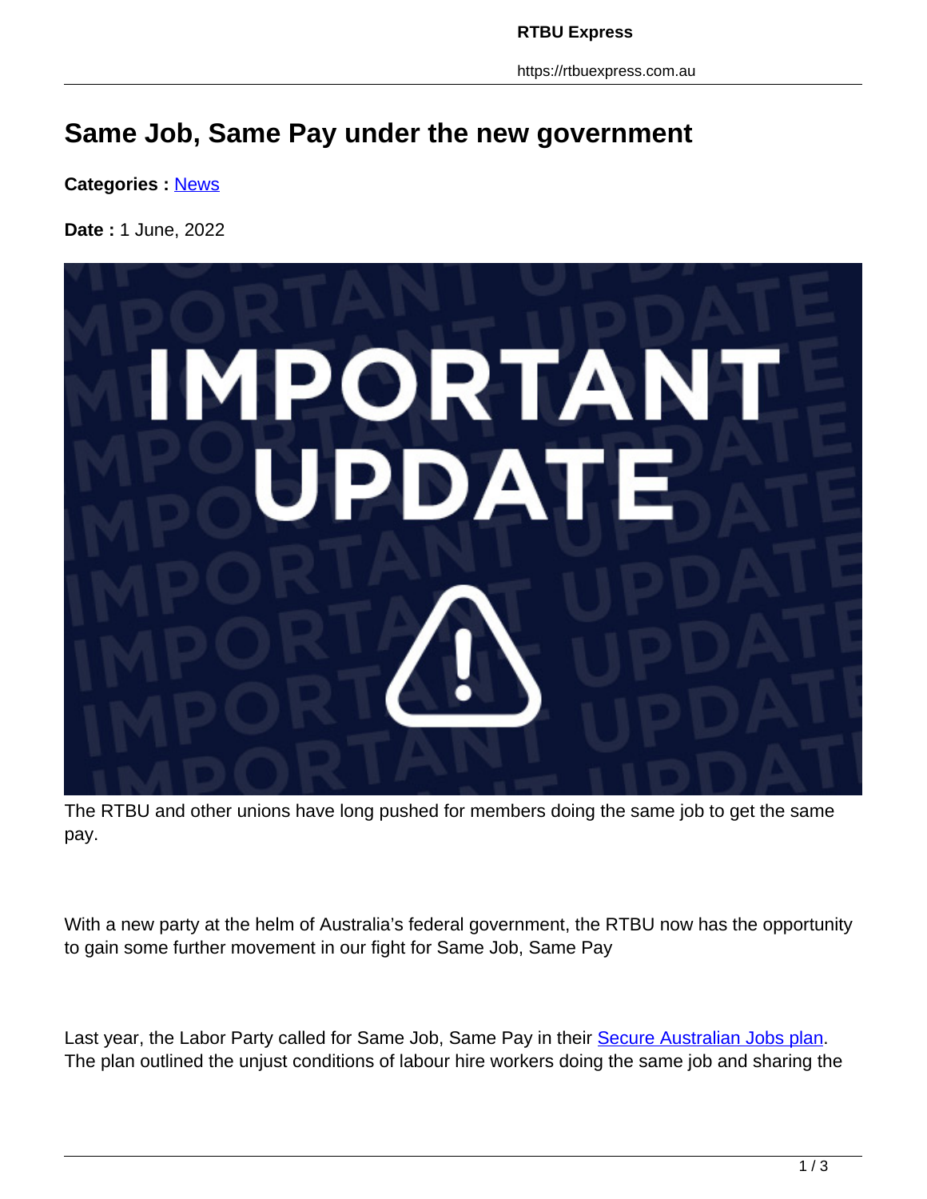# Same Job, Same Pay under the new government

**Categories :** [News]

**Date :** 1 June, 2022

The RTBU and other unions have long pushed for members doing the same job to get the same pay.

With a new party at the helm of Australia's federal government, the RTBU now has the opportunity to gain some further movement in our fight for Same Job, Same Pay

Last year, the Labor Party called for Same Job, Same Pay in their [Secure Australian Jobs plan]. The plan outlined the unjust conditions of labour hire workers doing the same job and sharing the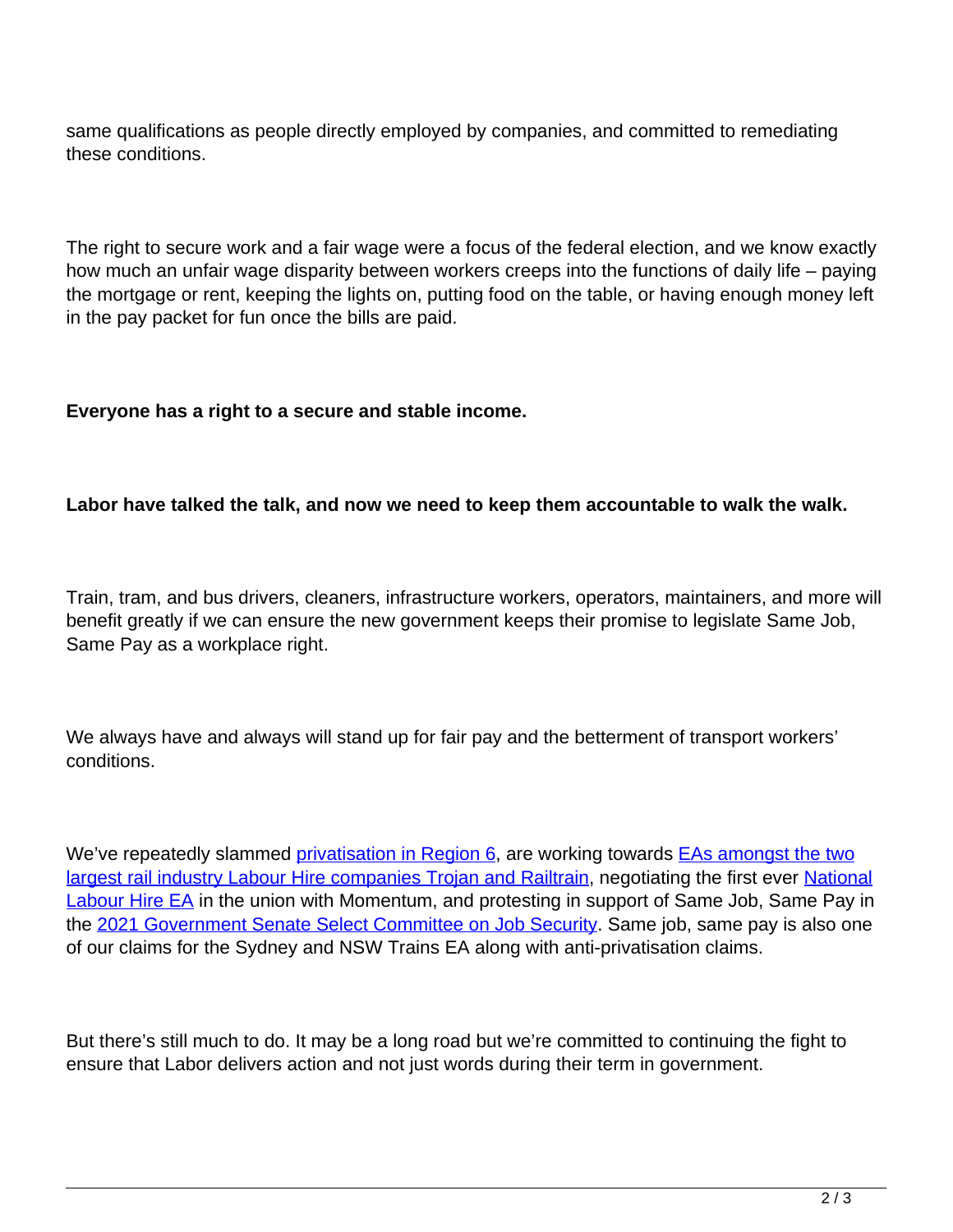same qualifications as people directly employed by companies, and committed to remediating these conditions.

The right to secure work and a fair wage were a focus of the federal election, and we know exactly how much an unfair wage disparity between workers creeps into the functions of daily life – paying the mortgage or rent, keeping the lights on, putting food on the table, or having enough money left in the pay packet for fun once the bills are paid.

**Everyone has a right to a secure and stable income.**

**Labor have talked the talk, and now we need to keep them accountable to walk the walk.**

Train, tram, and bus drivers, cleaners, infrastructure workers, operators, maintainers, and more will benefit greatly if we can ensure the new government keeps their promise to legislate Same Job, Same Pay as a workplace right.

We always have and always will stand up for fair pay and the betterment of transport workers' conditions.

We've repeatedly slammed privatisation in Region 6, are working towards EAs amongst the two largest rail industry Labour Hire companies Trojan and Railtrain, negotiating the first ever National Labour Hire EA in the union with Momentum, and protesting in support of Same Job, Same Pay in the 2021 Government Senate Select Committee on Job Security. Same job, same pay is also one of our claims for the Sydney and NSW Trains EA along with anti-privatisation claims.

But there's still much to do. It may be a long road but we're committed to continuing the fight to ensure that Labor delivers action and not just words during their term in government.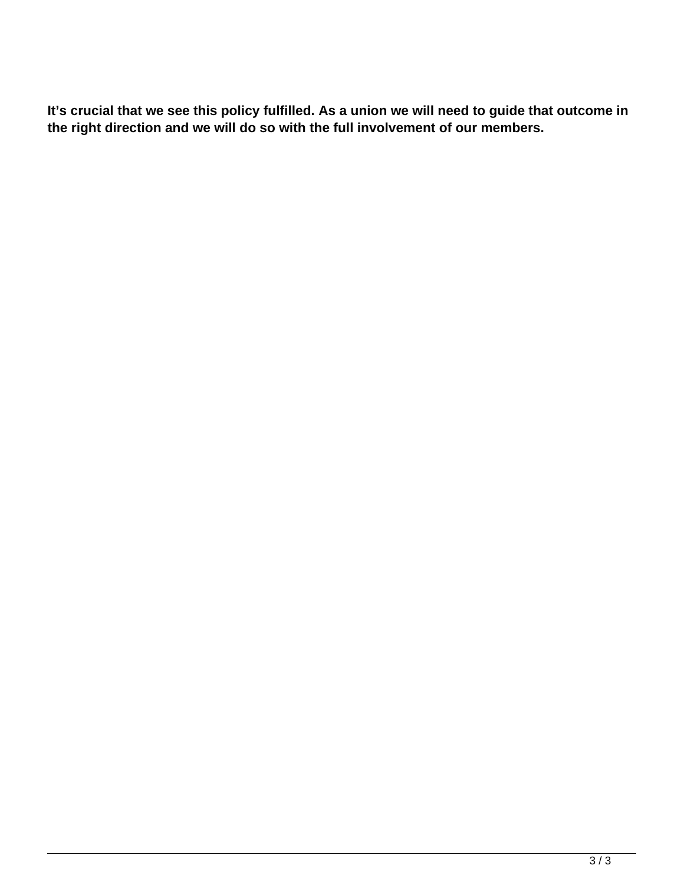**It’s crucial that we see this policy fulfilled. As a union we will need to guide that outcome in the right direction and we will do so with the full involvement of our members.**